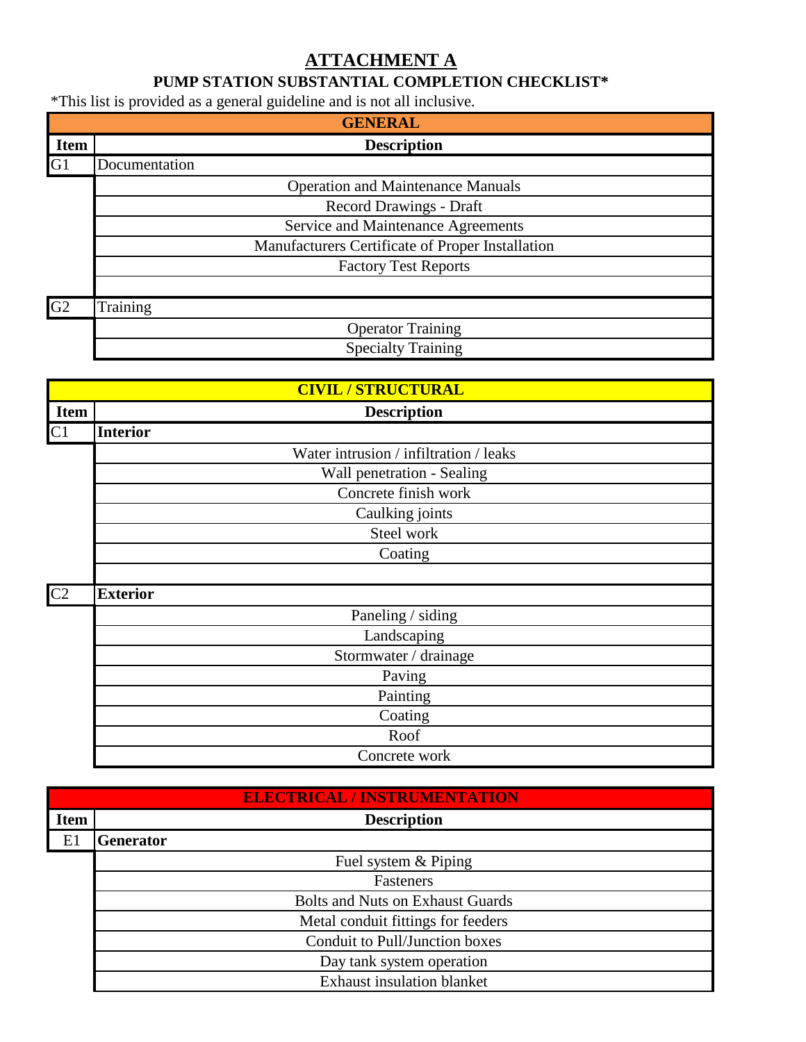# ATTACHMENT A

## PUMP STATION SUBSTANTIAL COMPLETION CHECKLIST*

*This list is provided as a general guideline and is not all inclusive.

| GENERAL | |
|---|---|
| **Item** | **Description** |
| G1 | Documentation |
| | Operation and Maintenance Manuals |
| | Record Drawings - Draft |
| | Service and Maintenance Agreements |
| | Manufacturers Certificate of Proper Installation |
| | Factory Test Reports |
| | |
| G2 | Training |
| | Operator Training |
| | Specialty Training |

| CIVIL / STRUCTURAL | |
|---|---|
| **Item** | **Description** |
| C1 | **Interior** |
| | Water intrusion / infiltration / leaks |
| | Wall penetration - Sealing |
| | Concrete finish work |
| | Caulking joints |
| | Steel work |
| | Coating |
| | |
| C2 | **Exterior** |
| | Paneling / siding |
| | Landscaping |
| | Stormwater / drainage |
| | Paving |
| | Painting |
| | Coating |
| | Roof |
| | Concrete work |

| ELECTRICAL / INSTRUMENTATION | |
|---|---|
| **Item** | **Description** |
| E1 | **Generator** |
| | Fuel system & Piping |
| | Fasteners |
| | Bolts and Nuts on Exhaust Guards |
| | Metal conduit fittings for feeders |
| | Conduit to Pull/Junction boxes |
| | Day tank system operation |
| | Exhaust insulation blanket |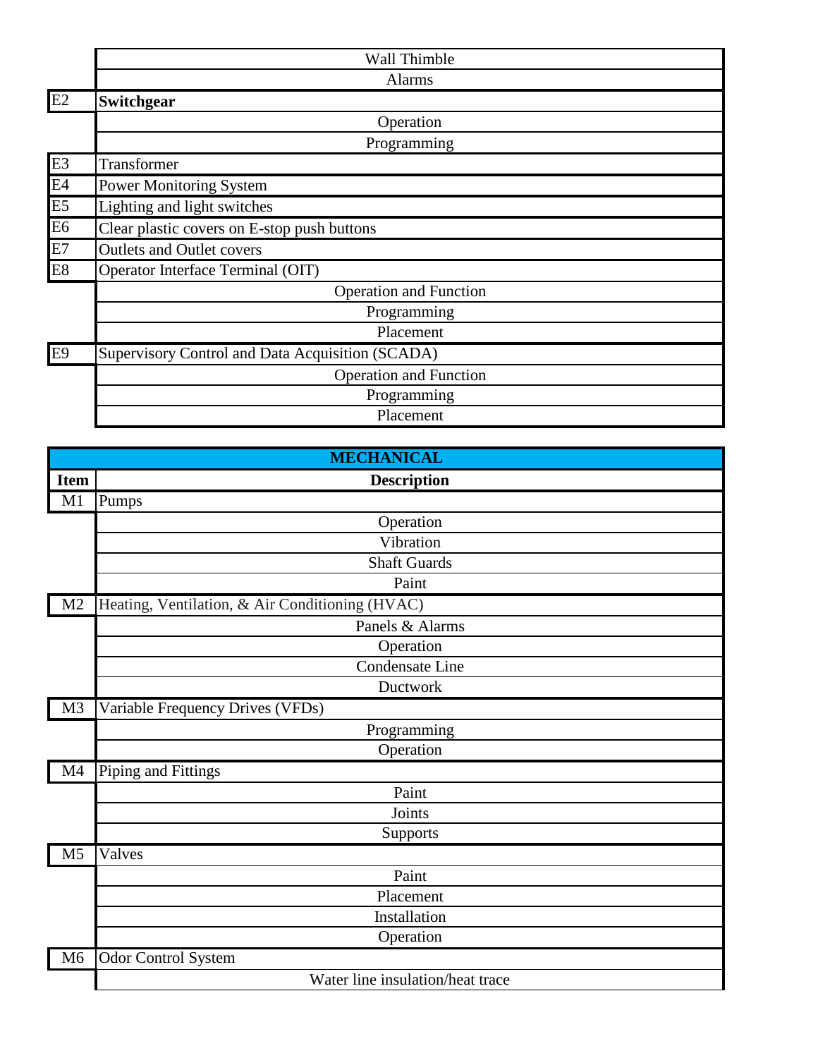| Item | Description |
|---|---|
| | Wall Thimble |
| | Alarms |
| E2 | **Switchgear** |
| | Operation |
| | Programming |
| E3 | Transformer |
| E4 | Power Monitoring System |
| E5 | Lighting and light switches |
| E6 | Clear plastic covers on E-stop push buttons |
| E7 | Outlets and Outlet covers |
| E8 | Operator Interface Terminal (OIT) |
| | Operation and Function |
| | Programming |
| | Placement |
| E9 | Supervisory Control and Data Acquisition (SCADA) |
| | Operation and Function |
| | Programming |
| | Placement |

| MECHANICAL | |
|---|---|
| **Item** | **Description** |
| M1 | Pumps |
| | Operation |
| | Vibration |
| | Shaft Guards |
| | Paint |
| M2 | Heating, Ventilation, & Air Conditioning (HVAC) |
| | Panels & Alarms |
| | Operation |
| | Condensate Line |
| | Ductwork |
| M3 | Variable Frequency Drives (VFDs) |
| | Programming |
| | Operation |
| M4 | Piping and Fittings |
| | Paint |
| | Joints |
| | Supports |
| M5 | Valves |
| | Paint |
| | Placement |
| | Installation |
| | Operation |
| M6 | Odor Control System |
| | Water line insulation/heat trace |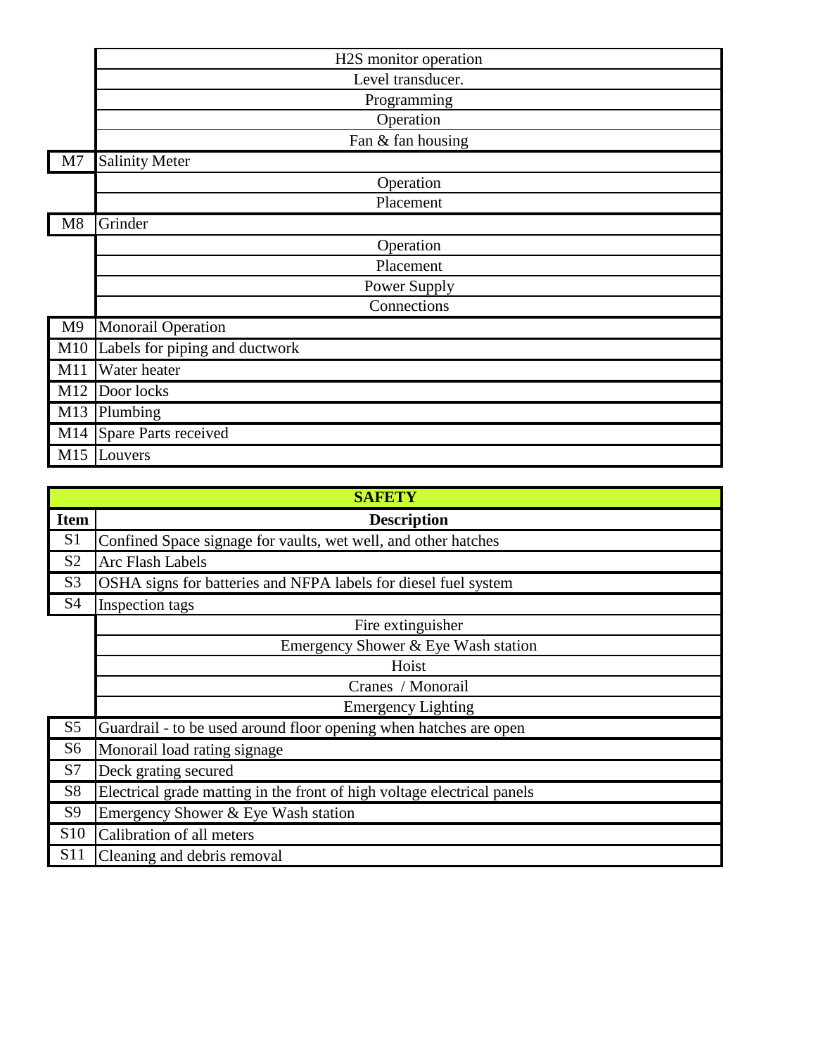| | |
|---|---|
| | H2S monitor operation |
| | Level transducer. |
| | Programming |
| | Operation |
| | Fan & fan housing |
| M7 | Salinity Meter |
| | Operation |
| | Placement |
| M8 | Grinder |
| | Operation |
| | Placement |
| | Power Supply |
| | Connections |
| M9 | Monorail Operation |
| M10 | Labels for piping and ductwork |
| M11 | Water heater |
| M12 | Door locks |
| M13 | Plumbing |
| M14 | Spare Parts received |
| M15 | Louvers |

| SAFETY | |
|---|---|
| **Item** | **Description** |
| S1 | Confined Space signage for vaults, wet well, and other hatches |
| S2 | Arc Flash Labels |
| S3 | OSHA signs for batteries and NFPA labels for diesel fuel system |
| S4 | Inspection tags |
| | Fire extinguisher |
| | Emergency Shower & Eye Wash station |
| | Hoist |
| | Cranes / Monorail |
| | Emergency Lighting |
| S5 | Guardrail - to be used around floor opening when hatches are open |
| S6 | Monorail load rating signage |
| S7 | Deck grating secured |
| S8 | Electrical grade matting in the front of high voltage electrical panels |
| S9 | Emergency Shower & Eye Wash station |
| S10 | Calibration of all meters |
| S11 | Cleaning and debris removal |